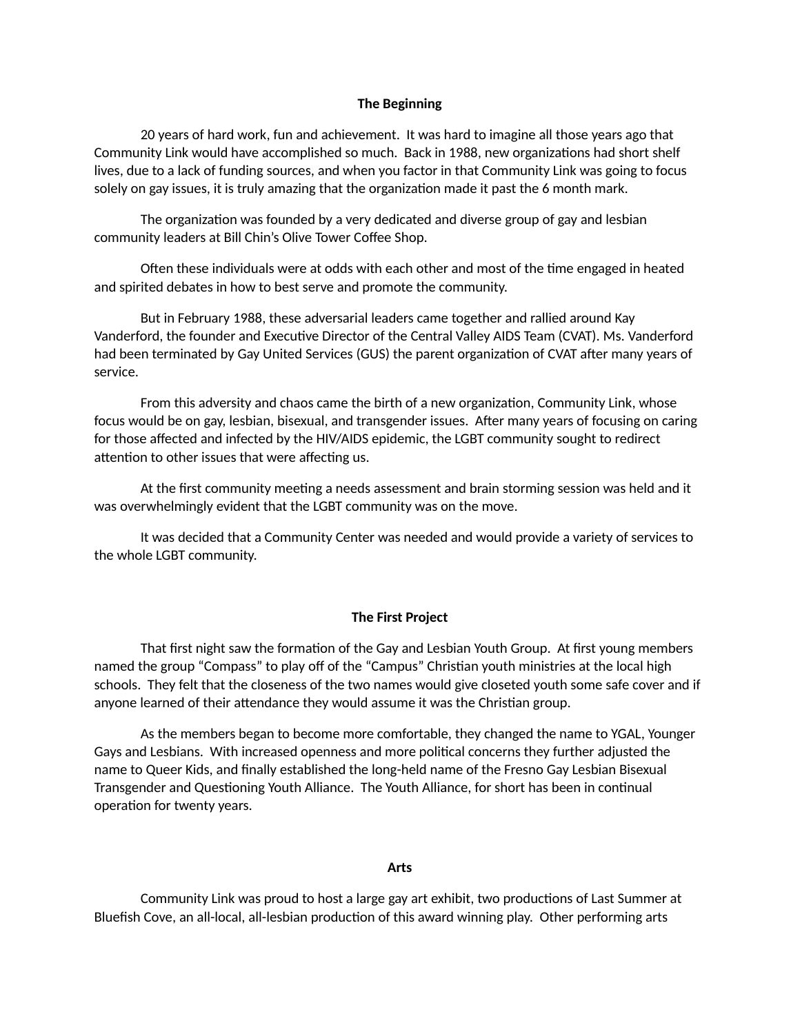## The Beginning

20 years of hard work, fun and achievement. It was hard to imagine all those years ago that Community Link would have accomplished so much. Back in 1988, new organizations had short shelf lives, due to a lack of funding sources, and when you factor in that Community Link was going to focus solely on gay issues, it is truly amazing that the organization made it past the 6 month mark.

The organization was founded by a very dedicated and diverse group of gay and lesbian community leaders at Bill Chin's Olive Tower Coffee Shop.

Often these individuals were at odds with each other and most of the time engaged in heated and spirited debates in how to best serve and promote the community.

But in February 1988, these adversarial leaders came together and rallied around Kay Vanderford, the founder and Executive Director of the Central Valley AIDS Team (CVAT). Ms. Vanderford had been terminated by Gay United Services (GUS) the parent organization of CVAT after many years of service.

From this adversity and chaos came the birth of a new organization, Community Link, whose focus would be on gay, lesbian, bisexual, and transgender issues. After many years of focusing on caring for those affected and infected by the HIV/AIDS epidemic, the LGBT community sought to redirect attention to other issues that were affecting us.

At the first community meeting a needs assessment and brain storming session was held and it was overwhelmingly evident that the LGBT community was on the move.

It was decided that a Community Center was needed and would provide a variety of services to the whole LGBT community.

## The First Project

That first night saw the formation of the Gay and Lesbian Youth Group. At first young members named the group "Compass" to play off of the "Campus" Christian youth ministries at the local high schools. They felt that the closeness of the two names would give closeted youth some safe cover and if anyone learned of their attendance they would assume it was the Christian group.

As the members began to become more comfortable, they changed the name to YGAL, Younger Gays and Lesbians. With increased openness and more political concerns they further adjusted the name to Queer Kids, and finally established the long-held name of the Fresno Gay Lesbian Bisexual Transgender and Questioning Youth Alliance. The Youth Alliance, for short has been in continual operation for twenty years.

## Arts

Community Link was proud to host a large gay art exhibit, two productions of Last Summer at Bluefish Cove, an all-local, all-lesbian production of this award winning play. Other performing arts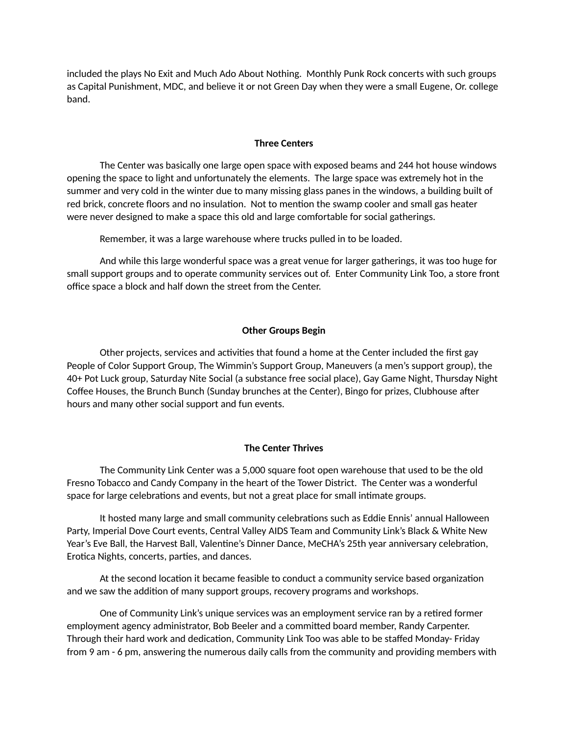included the plays No Exit and Much Ado About Nothing.  Monthly Punk Rock concerts with such groups as Capital Punishment, MDC, and believe it or not Green Day when they were a small Eugene, Or. college band.

**Three Centers**

The Center was basically one large open space with exposed beams and 244 hot house windows opening the space to light and unfortunately the elements.  The large space was extremely hot in the summer and very cold in the winter due to many missing glass panes in the windows, a building built of red brick, concrete floors and no insulation.  Not to mention the swamp cooler and small gas heater were never designed to make a space this old and large comfortable for social gatherings.

Remember, it was a large warehouse where trucks pulled in to be loaded.

And while this large wonderful space was a great venue for larger gatherings, it was too huge for small support groups and to operate community services out of.  Enter Community Link Too, a store front office space a block and half down the street from the Center.

**Other Groups Begin**

Other projects, services and activities that found a home at the Center included the first gay People of Color Support Group, The Wimmin's Support Group, Maneuvers (a men's support group), the 40+ Pot Luck group, Saturday Nite Social (a substance free social place), Gay Game Night, Thursday Night Coffee Houses, the Brunch Bunch (Sunday brunches at the Center), Bingo for prizes, Clubhouse after hours and many other social support and fun events.

**The Center Thrives**

The Community Link Center was a 5,000 square foot open warehouse that used to be the old Fresno Tobacco and Candy Company in the heart of the Tower District.  The Center was a wonderful space for large celebrations and events, but not a great place for small intimate groups.

It hosted many large and small community celebrations such as Eddie Ennis' annual Halloween Party, Imperial Dove Court events, Central Valley AIDS Team and Community Link's Black & White New Year's Eve Ball, the Harvest Ball, Valentine's Dinner Dance, MeCHA's 25th year anniversary celebration, Erotica Nights, concerts, parties, and dances.

At the second location it became feasible to conduct a community service based organization and we saw the addition of many support groups, recovery programs and workshops.

One of Community Link's unique services was an employment service ran by a retired former employment agency administrator, Bob Beeler and a committed board member, Randy Carpenter. Through their hard work and dedication, Community Link Too was able to be staffed Monday- Friday from 9 am - 6 pm, answering the numerous daily calls from the community and providing members with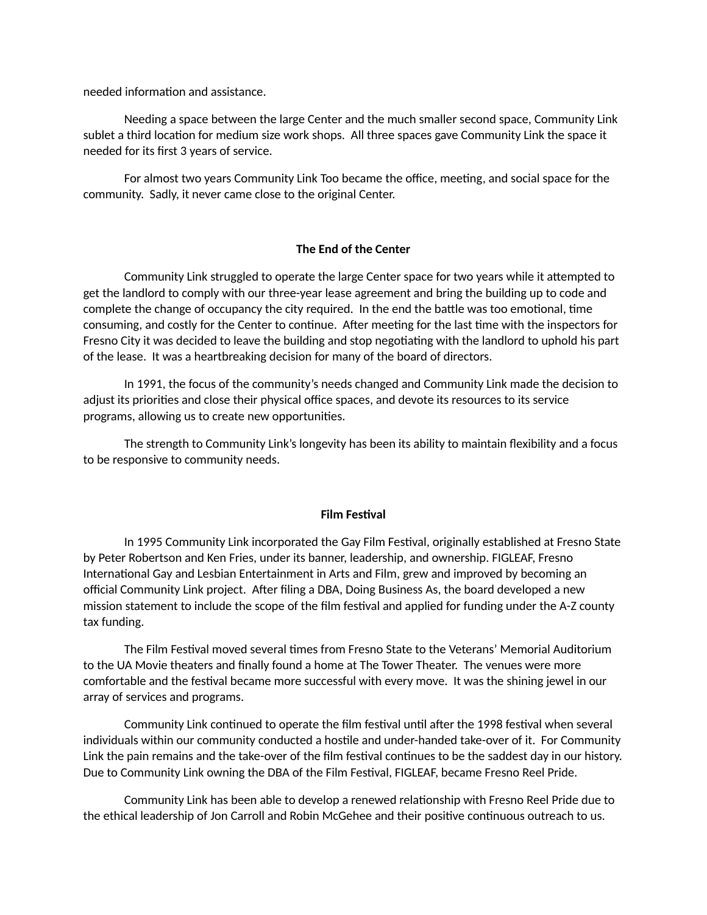needed information and assistance.

Needing a space between the large Center and the much smaller second space, Community Link sublet a third location for medium size work shops. All three spaces gave Community Link the space it needed for its first 3 years of service.

For almost two years Community Link Too became the office, meeting, and social space for the community. Sadly, it never came close to the original Center.

## The End of the Center

Community Link struggled to operate the large Center space for two years while it attempted to get the landlord to comply with our three-year lease agreement and bring the building up to code and complete the change of occupancy the city required. In the end the battle was too emotional, time consuming, and costly for the Center to continue. After meeting for the last time with the inspectors for Fresno City it was decided to leave the building and stop negotiating with the landlord to uphold his part of the lease. It was a heartbreaking decision for many of the board of directors.

In 1991, the focus of the community's needs changed and Community Link made the decision to adjust its priorities and close their physical office spaces, and devote its resources to its service programs, allowing us to create new opportunities.

The strength to Community Link's longevity has been its ability to maintain flexibility and a focus to be responsive to community needs.

## Film Festival

In 1995 Community Link incorporated the Gay Film Festival, originally established at Fresno State by Peter Robertson and Ken Fries, under its banner, leadership, and ownership. FIGLEAF, Fresno International Gay and Lesbian Entertainment in Arts and Film, grew and improved by becoming an official Community Link project. After filing a DBA, Doing Business As, the board developed a new mission statement to include the scope of the film festival and applied for funding under the A-Z county tax funding.

The Film Festival moved several times from Fresno State to the Veterans' Memorial Auditorium to the UA Movie theaters and finally found a home at The Tower Theater. The venues were more comfortable and the festival became more successful with every move. It was the shining jewel in our array of services and programs.

Community Link continued to operate the film festival until after the 1998 festival when several individuals within our community conducted a hostile and under-handed take-over of it. For Community Link the pain remains and the take-over of the film festival continues to be the saddest day in our history. Due to Community Link owning the DBA of the Film Festival, FIGLEAF, became Fresno Reel Pride.

Community Link has been able to develop a renewed relationship with Fresno Reel Pride due to the ethical leadership of Jon Carroll and Robin McGehee and their positive continuous outreach to us.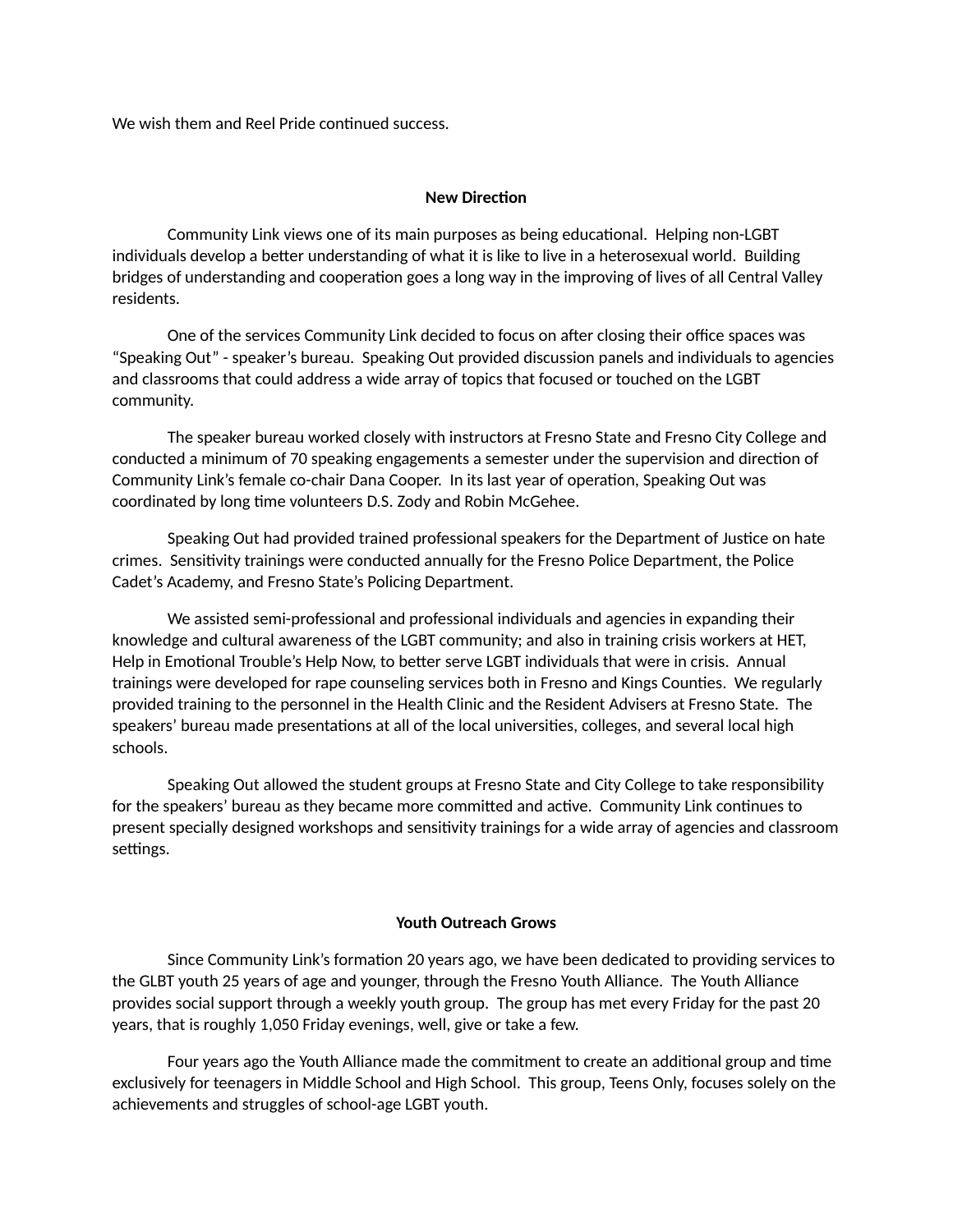We wish them and Reel Pride continued success.

## New Direction

Community Link views one of its main purposes as being educational. Helping non-LGBT individuals develop a better understanding of what it is like to live in a heterosexual world. Building bridges of understanding and cooperation goes a long way in the improving of lives of all Central Valley residents.

One of the services Community Link decided to focus on after closing their office spaces was "Speaking Out" - speaker's bureau. Speaking Out provided discussion panels and individuals to agencies and classrooms that could address a wide array of topics that focused or touched on the LGBT community.

The speaker bureau worked closely with instructors at Fresno State and Fresno City College and conducted a minimum of 70 speaking engagements a semester under the supervision and direction of Community Link's female co-chair Dana Cooper. In its last year of operation, Speaking Out was coordinated by long time volunteers D.S. Zody and Robin McGehee.

Speaking Out had provided trained professional speakers for the Department of Justice on hate crimes. Sensitivity trainings were conducted annually for the Fresno Police Department, the Police Cadet's Academy, and Fresno State's Policing Department.

We assisted semi-professional and professional individuals and agencies in expanding their knowledge and cultural awareness of the LGBT community; and also in training crisis workers at HET, Help in Emotional Trouble's Help Now, to better serve LGBT individuals that were in crisis. Annual trainings were developed for rape counseling services both in Fresno and Kings Counties. We regularly provided training to the personnel in the Health Clinic and the Resident Advisers at Fresno State. The speakers' bureau made presentations at all of the local universities, colleges, and several local high schools.

Speaking Out allowed the student groups at Fresno State and City College to take responsibility for the speakers' bureau as they became more committed and active. Community Link continues to present specially designed workshops and sensitivity trainings for a wide array of agencies and classroom settings.

## Youth Outreach Grows

Since Community Link's formation 20 years ago, we have been dedicated to providing services to the GLBT youth 25 years of age and younger, through the Fresno Youth Alliance. The Youth Alliance provides social support through a weekly youth group. The group has met every Friday for the past 20 years, that is roughly 1,050 Friday evenings, well, give or take a few.

Four years ago the Youth Alliance made the commitment to create an additional group and time exclusively for teenagers in Middle School and High School. This group, Teens Only, focuses solely on the achievements and struggles of school-age LGBT youth.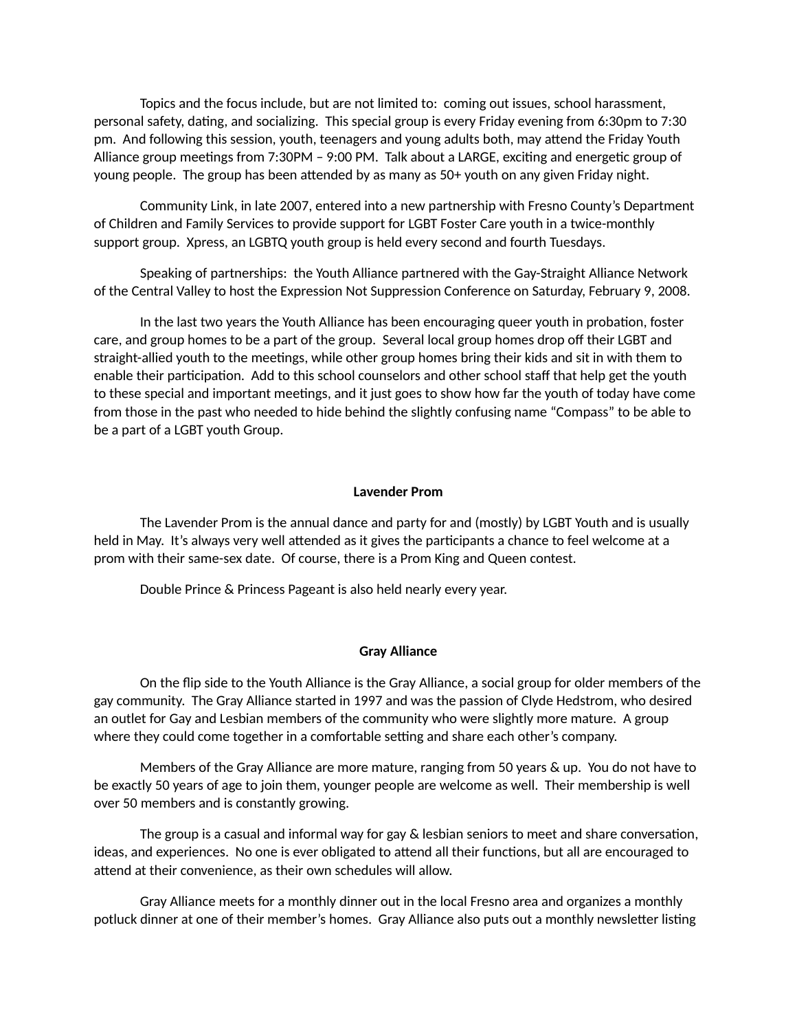Topics and the focus include, but are not limited to: coming out issues, school harassment, personal safety, dating, and socializing. This special group is every Friday evening from 6:30pm to 7:30 pm. And following this session, youth, teenagers and young adults both, may attend the Friday Youth Alliance group meetings from 7:30PM – 9:00 PM. Talk about a LARGE, exciting and energetic group of young people. The group has been attended by as many as 50+ youth on any given Friday night.

Community Link, in late 2007, entered into a new partnership with Fresno County's Department of Children and Family Services to provide support for LGBT Foster Care youth in a twice-monthly support group. Xpress, an LGBTQ youth group is held every second and fourth Tuesdays.

Speaking of partnerships: the Youth Alliance partnered with the Gay-Straight Alliance Network of the Central Valley to host the Expression Not Suppression Conference on Saturday, February 9, 2008.

In the last two years the Youth Alliance has been encouraging queer youth in probation, foster care, and group homes to be a part of the group. Several local group homes drop off their LGBT and straight-allied youth to the meetings, while other group homes bring their kids and sit in with them to enable their participation. Add to this school counselors and other school staff that help get the youth to these special and important meetings, and it just goes to show how far the youth of today have come from those in the past who needed to hide behind the slightly confusing name "Compass" to be able to be a part of a LGBT youth Group.

**Lavender Prom**

The Lavender Prom is the annual dance and party for and (mostly) by LGBT Youth and is usually held in May. It's always very well attended as it gives the participants a chance to feel welcome at a prom with their same-sex date. Of course, there is a Prom King and Queen contest.

Double Prince & Princess Pageant is also held nearly every year.

**Gray Alliance**

On the flip side to the Youth Alliance is the Gray Alliance, a social group for older members of the gay community. The Gray Alliance started in 1997 and was the passion of Clyde Hedstrom, who desired an outlet for Gay and Lesbian members of the community who were slightly more mature. A group where they could come together in a comfortable setting and share each other's company.

Members of the Gray Alliance are more mature, ranging from 50 years & up. You do not have to be exactly 50 years of age to join them, younger people are welcome as well. Their membership is well over 50 members and is constantly growing.

The group is a casual and informal way for gay & lesbian seniors to meet and share conversation, ideas, and experiences. No one is ever obligated to attend all their functions, but all are encouraged to attend at their convenience, as their own schedules will allow.

Gray Alliance meets for a monthly dinner out in the local Fresno area and organizes a monthly potluck dinner at one of their member's homes. Gray Alliance also puts out a monthly newsletter listing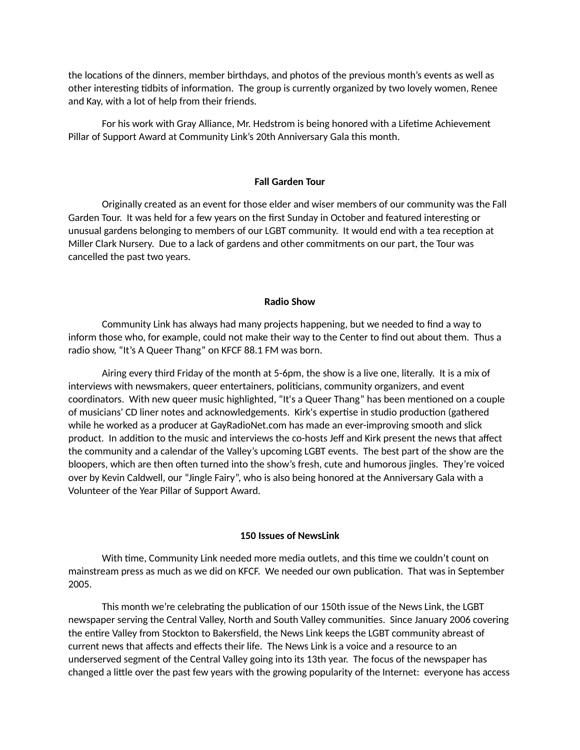the locations of the dinners, member birthdays, and photos of the previous month's events as well as other interesting tidbits of information. The group is currently organized by two lovely women, Renee and Kay, with a lot of help from their friends.

For his work with Gray Alliance, Mr. Hedstrom is being honored with a Lifetime Achievement Pillar of Support Award at Community Link's 20th Anniversary Gala this month.

**Fall Garden Tour**

Originally created as an event for those elder and wiser members of our community was the Fall Garden Tour. It was held for a few years on the first Sunday in October and featured interesting or unusual gardens belonging to members of our LGBT community. It would end with a tea reception at Miller Clark Nursery. Due to a lack of gardens and other commitments on our part, the Tour was cancelled the past two years.

**Radio Show**

Community Link has always had many projects happening, but we needed to find a way to inform those who, for example, could not make their way to the Center to find out about them. Thus a radio show, "It's A Queer Thang" on KFCF 88.1 FM was born.

Airing every third Friday of the month at 5-6pm, the show is a live one, literally. It is a mix of interviews with newsmakers, queer entertainers, politicians, community organizers, and event coordinators. With new queer music highlighted, "It's a Queer Thang" has been mentioned on a couple of musicians' CD liner notes and acknowledgements. Kirk's expertise in studio production (gathered while he worked as a producer at GayRadioNet.com has made an ever-improving smooth and slick product. In addition to the music and interviews the co-hosts Jeff and Kirk present the news that affect the community and a calendar of the Valley's upcoming LGBT events. The best part of the show are the bloopers, which are then often turned into the show's fresh, cute and humorous jingles. They're voiced over by Kevin Caldwell, our "Jingle Fairy", who is also being honored at the Anniversary Gala with a Volunteer of the Year Pillar of Support Award.

**150 Issues of NewsLink**

With time, Community Link needed more media outlets, and this time we couldn't count on mainstream press as much as we did on KFCF. We needed our own publication. That was in September 2005.

This month we're celebrating the publication of our 150th issue of the News Link, the LGBT newspaper serving the Central Valley, North and South Valley communities. Since January 2006 covering the entire Valley from Stockton to Bakersfield, the News Link keeps the LGBT community abreast of current news that affects and effects their life. The News Link is a voice and a resource to an underserved segment of the Central Valley going into its 13th year. The focus of the newspaper has changed a little over the past few years with the growing popularity of the Internet: everyone has access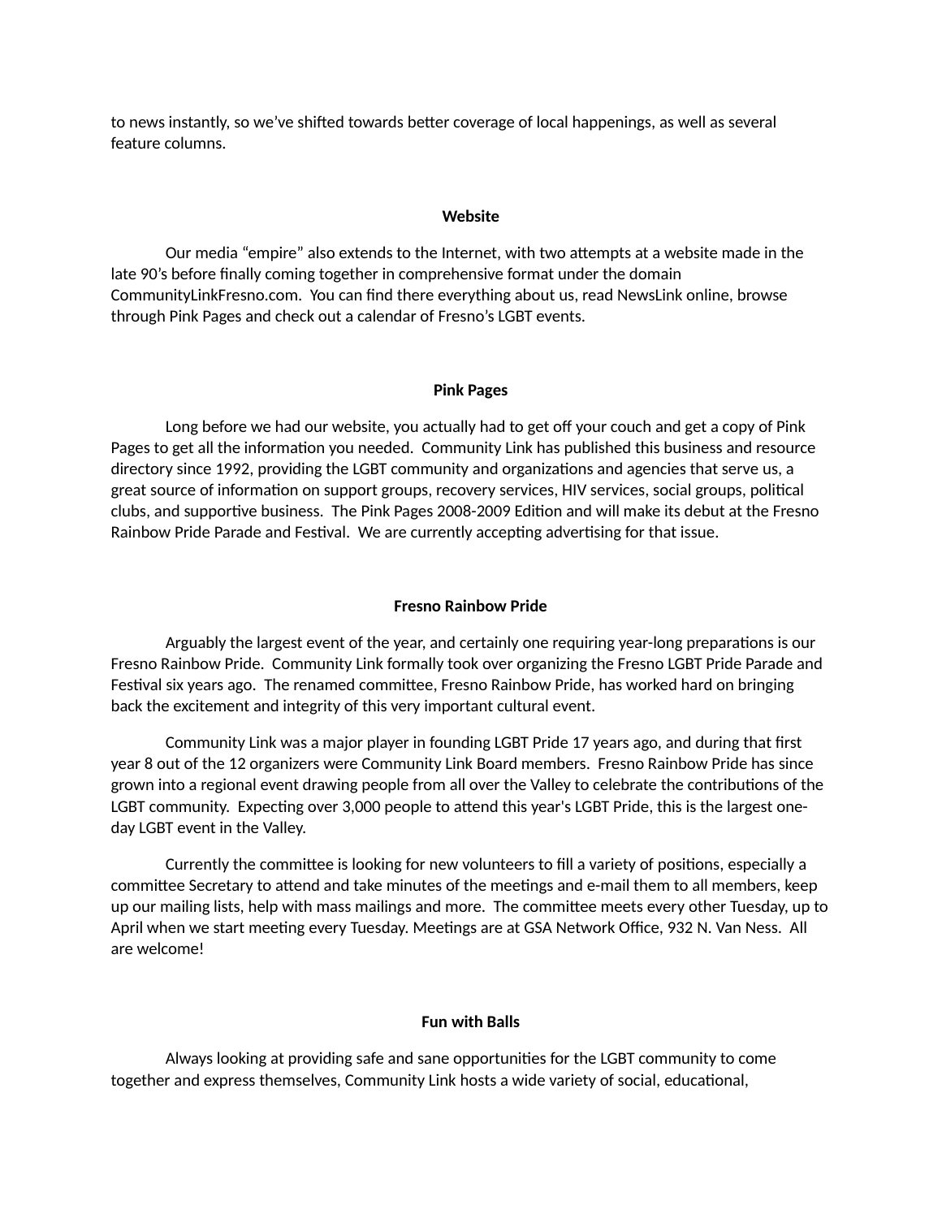to news instantly, so we've shifted towards better coverage of local happenings, as well as several feature columns.

**Website**

Our media "empire" also extends to the Internet, with two attempts at a website made in the late 90's before finally coming together in comprehensive format under the domain CommunityLinkFresno.com. You can find there everything about us, read NewsLink online, browse through Pink Pages and check out a calendar of Fresno's LGBT events.

**Pink Pages**

Long before we had our website, you actually had to get off your couch and get a copy of Pink Pages to get all the information you needed. Community Link has published this business and resource directory since 1992, providing the LGBT community and organizations and agencies that serve us, a great source of information on support groups, recovery services, HIV services, social groups, political clubs, and supportive business. The Pink Pages 2008-2009 Edition and will make its debut at the Fresno Rainbow Pride Parade and Festival. We are currently accepting advertising for that issue.

**Fresno Rainbow Pride**

Arguably the largest event of the year, and certainly one requiring year-long preparations is our Fresno Rainbow Pride. Community Link formally took over organizing the Fresno LGBT Pride Parade and Festival six years ago. The renamed committee, Fresno Rainbow Pride, has worked hard on bringing back the excitement and integrity of this very important cultural event.

Community Link was a major player in founding LGBT Pride 17 years ago, and during that first year 8 out of the 12 organizers were Community Link Board members. Fresno Rainbow Pride has since grown into a regional event drawing people from all over the Valley to celebrate the contributions of the LGBT community. Expecting over 3,000 people to attend this year's LGBT Pride, this is the largest one-day LGBT event in the Valley.

Currently the committee is looking for new volunteers to fill a variety of positions, especially a committee Secretary to attend and take minutes of the meetings and e-mail them to all members, keep up our mailing lists, help with mass mailings and more. The committee meets every other Tuesday, up to April when we start meeting every Tuesday. Meetings are at GSA Network Office, 932 N. Van Ness. All are welcome!

**Fun with Balls**

Always looking at providing safe and sane opportunities for the LGBT community to come together and express themselves, Community Link hosts a wide variety of social, educational,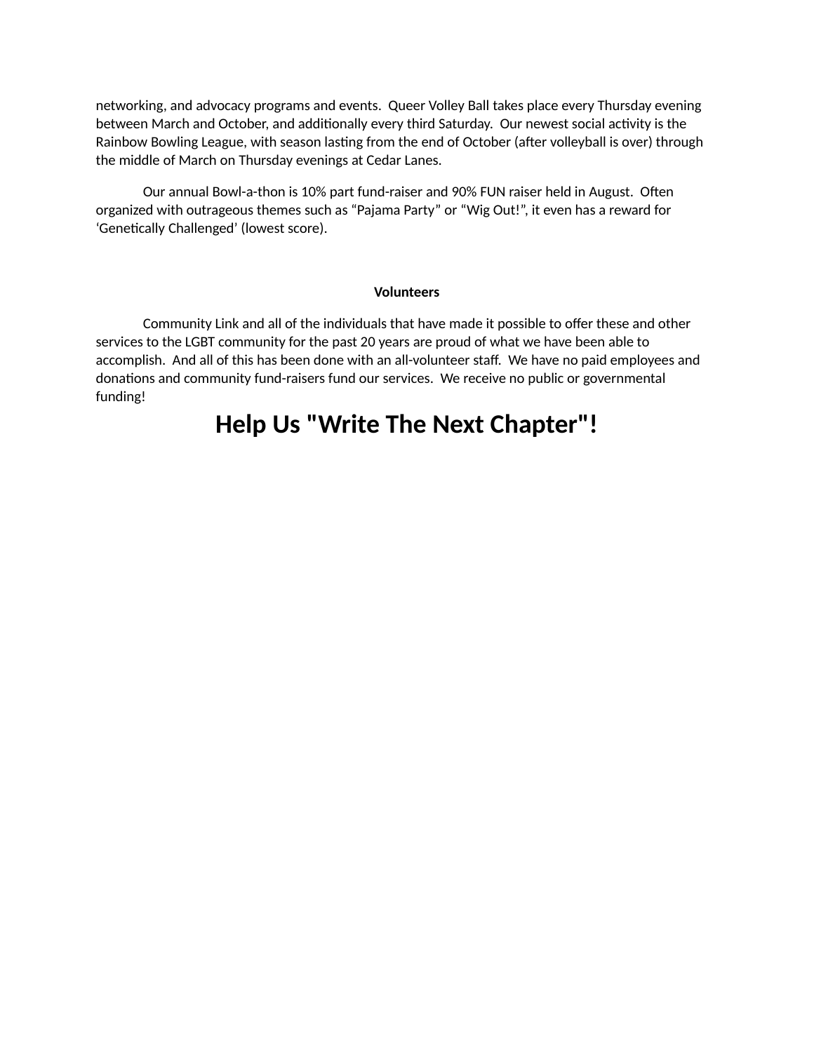networking, and advocacy programs and events.  Queer Volley Ball takes place every Thursday evening between March and October, and additionally every third Saturday.  Our newest social activity is the Rainbow Bowling League, with season lasting from the end of October (after volleyball is over) through the middle of March on Thursday evenings at Cedar Lanes.

Our annual Bowl-a-thon is 10% part fund-raiser and 90% FUN raiser held in August.  Often organized with outrageous themes such as “Pajama Party” or “Wig Out!”, it even has a reward for ‘Genetically Challenged’ (lowest score).

**Volunteers**

Community Link and all of the individuals that have made it possible to offer these and other services to the LGBT community for the past 20 years are proud of what we have been able to accomplish.  And all of this has been done with an all-volunteer staff.  We have no paid employees and donations and community fund-raisers fund our services.  We receive no public or governmental funding!

## Help Us "Write The Next Chapter"!